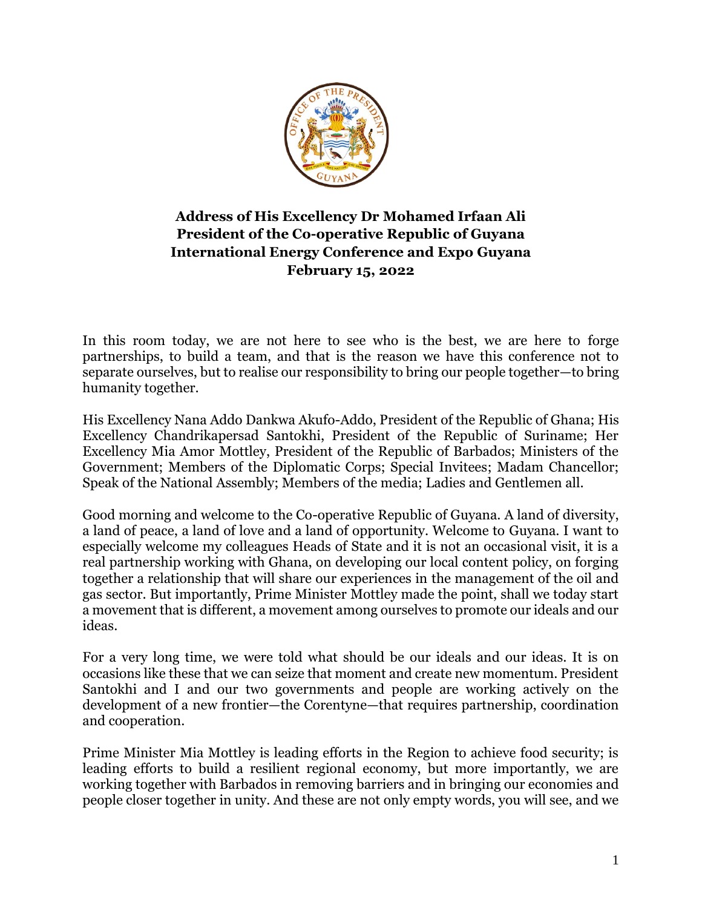**Address of His Excellency Dr Mohamed Irfaan Ali**
**President of the Co-operative Republic of Guyana**
**International Energy Conference and Expo Guyana**
**February 15, 2022**

In this room today, we are not here to see who is the best, we are here to forge partnerships, to build a team, and that is the reason we have this conference not to separate ourselves, but to realise our responsibility to bring our people together—to bring humanity together.

His Excellency Nana Addo Dankwa Akufo-Addo, President of the Republic of Ghana; His Excellency Chandrikapersad Santokhi, President of the Republic of Suriname; Her Excellency Mia Amor Mottley, President of the Republic of Barbados; Ministers of the Government; Members of the Diplomatic Corps; Special Invitees; Madam Chancellor; Speak of the National Assembly; Members of the media; Ladies and Gentlemen all.

Good morning and welcome to the Co-operative Republic of Guyana. A land of diversity, a land of peace, a land of love and a land of opportunity. Welcome to Guyana. I want to especially welcome my colleagues Heads of State and it is not an occasional visit, it is a real partnership working with Ghana, on developing our local content policy, on forging together a relationship that will share our experiences in the management of the oil and gas sector. But importantly, Prime Minister Mottley made the point, shall we today start a movement that is different, a movement among ourselves to promote our ideals and our ideas.

For a very long time, we were told what should be our ideals and our ideas. It is on occasions like these that we can seize that moment and create new momentum. President Santokhi and I and our two governments and people are working actively on the development of a new frontier—the Corentyne—that requires partnership, coordination and cooperation.

Prime Minister Mia Mottley is leading efforts in the Region to achieve food security; is leading efforts to build a resilient regional economy, but more importantly, we are working together with Barbados in removing barriers and in bringing our economies and people closer together in unity. And these are not only empty words, you will see, and we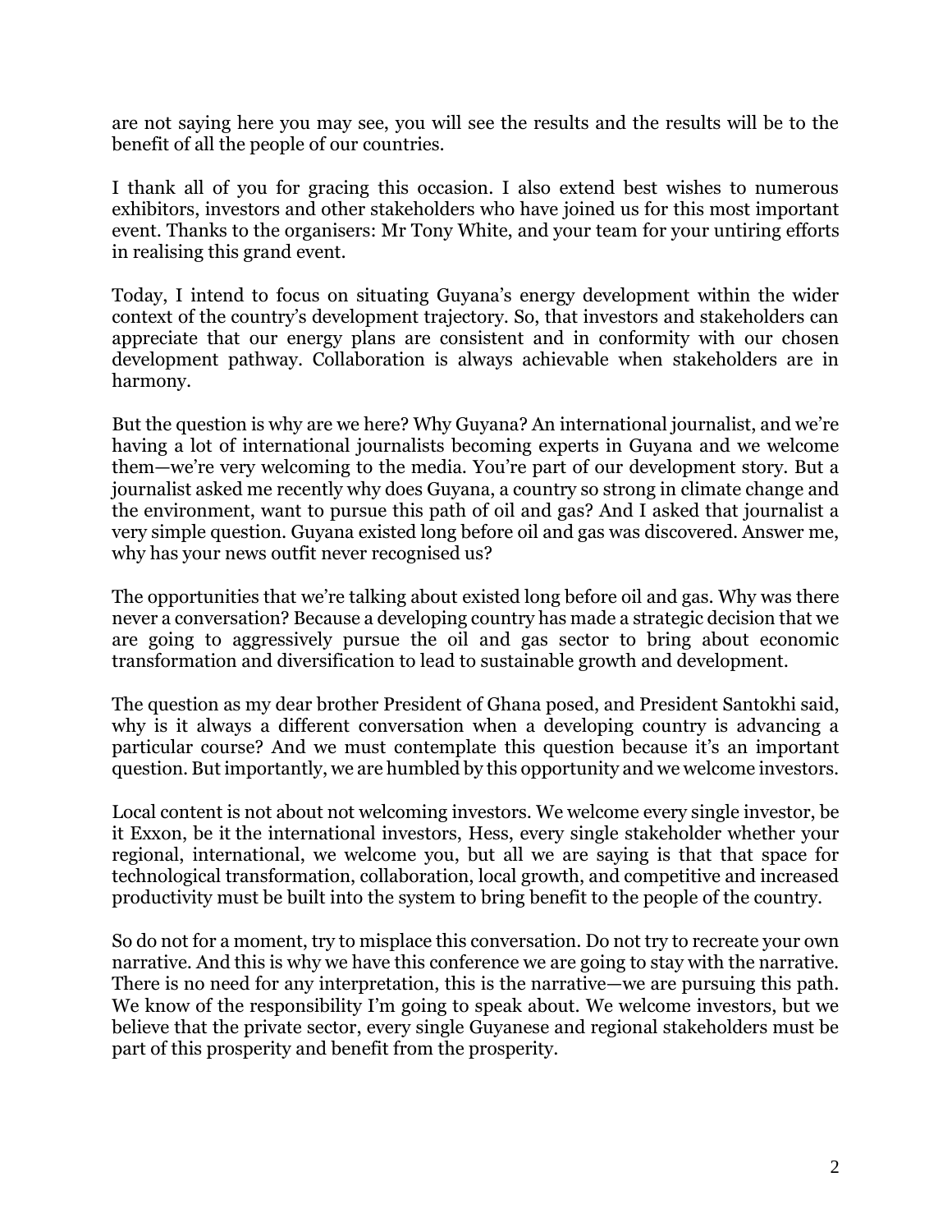are not saying here you may see, you will see the results and the results will be to the benefit of all the people of our countries.

I thank all of you for gracing this occasion. I also extend best wishes to numerous exhibitors, investors and other stakeholders who have joined us for this most important event. Thanks to the organisers: Mr Tony White, and your team for your untiring efforts in realising this grand event.

Today, I intend to focus on situating Guyana's energy development within the wider context of the country's development trajectory. So, that investors and stakeholders can appreciate that our energy plans are consistent and in conformity with our chosen development pathway. Collaboration is always achievable when stakeholders are in harmony.

But the question is why are we here? Why Guyana? An international journalist, and we're having a lot of international journalists becoming experts in Guyana and we welcome them—we're very welcoming to the media. You're part of our development story. But a journalist asked me recently why does Guyana, a country so strong in climate change and the environment, want to pursue this path of oil and gas? And I asked that journalist a very simple question. Guyana existed long before oil and gas was discovered. Answer me, why has your news outfit never recognised us?

The opportunities that we're talking about existed long before oil and gas. Why was there never a conversation? Because a developing country has made a strategic decision that we are going to aggressively pursue the oil and gas sector to bring about economic transformation and diversification to lead to sustainable growth and development.

The question as my dear brother President of Ghana posed, and President Santokhi said, why is it always a different conversation when a developing country is advancing a particular course? And we must contemplate this question because it's an important question. But importantly, we are humbled by this opportunity and we welcome investors.

Local content is not about not welcoming investors. We welcome every single investor, be it Exxon, be it the international investors, Hess, every single stakeholder whether your regional, international, we welcome you, but all we are saying is that that space for technological transformation, collaboration, local growth, and competitive and increased productivity must be built into the system to bring benefit to the people of the country.

So do not for a moment, try to misplace this conversation. Do not try to recreate your own narrative. And this is why we have this conference we are going to stay with the narrative. There is no need for any interpretation, this is the narrative—we are pursuing this path. We know of the responsibility I'm going to speak about. We welcome investors, but we believe that the private sector, every single Guyanese and regional stakeholders must be part of this prosperity and benefit from the prosperity.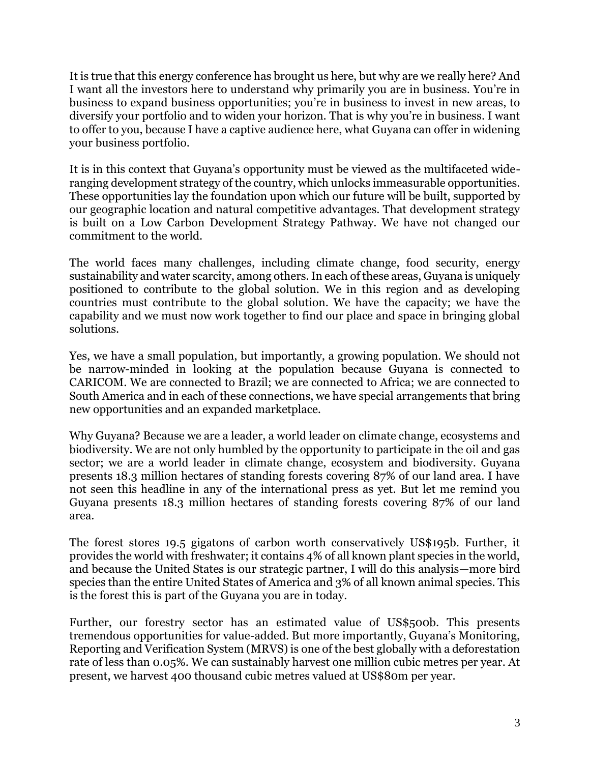It is true that this energy conference has brought us here, but why are we really here? And I want all the investors here to understand why primarily you are in business. You're in business to expand business opportunities; you're in business to invest in new areas, to diversify your portfolio and to widen your horizon. That is why you're in business. I want to offer to you, because I have a captive audience here, what Guyana can offer in widening your business portfolio.

It is in this context that Guyana's opportunity must be viewed as the multifaceted wide-ranging development strategy of the country, which unlocks immeasurable opportunities. These opportunities lay the foundation upon which our future will be built, supported by our geographic location and natural competitive advantages. That development strategy is built on a Low Carbon Development Strategy Pathway. We have not changed our commitment to the world.

The world faces many challenges, including climate change, food security, energy sustainability and water scarcity, among others. In each of these areas, Guyana is uniquely positioned to contribute to the global solution. We in this region and as developing countries must contribute to the global solution. We have the capacity; we have the capability and we must now work together to find our place and space in bringing global solutions.

Yes, we have a small population, but importantly, a growing population. We should not be narrow-minded in looking at the population because Guyana is connected to CARICOM. We are connected to Brazil; we are connected to Africa; we are connected to South America and in each of these connections, we have special arrangements that bring new opportunities and an expanded marketplace.

Why Guyana? Because we are a leader, a world leader on climate change, ecosystems and biodiversity. We are not only humbled by the opportunity to participate in the oil and gas sector; we are a world leader in climate change, ecosystem and biodiversity. Guyana presents 18.3 million hectares of standing forests covering 87% of our land area. I have not seen this headline in any of the international press as yet. But let me remind you Guyana presents 18.3 million hectares of standing forests covering 87% of our land area.

The forest stores 19.5 gigatons of carbon worth conservatively US$195b. Further, it provides the world with freshwater; it contains 4% of all known plant species in the world, and because the United States is our strategic partner, I will do this analysis—more bird species than the entire United States of America and 3% of all known animal species. This is the forest this is part of the Guyana you are in today.

Further, our forestry sector has an estimated value of US$500b. This presents tremendous opportunities for value-added. But more importantly, Guyana's Monitoring, Reporting and Verification System (MRVS) is one of the best globally with a deforestation rate of less than 0.05%. We can sustainably harvest one million cubic metres per year. At present, we harvest 400 thousand cubic metres valued at US$80m per year.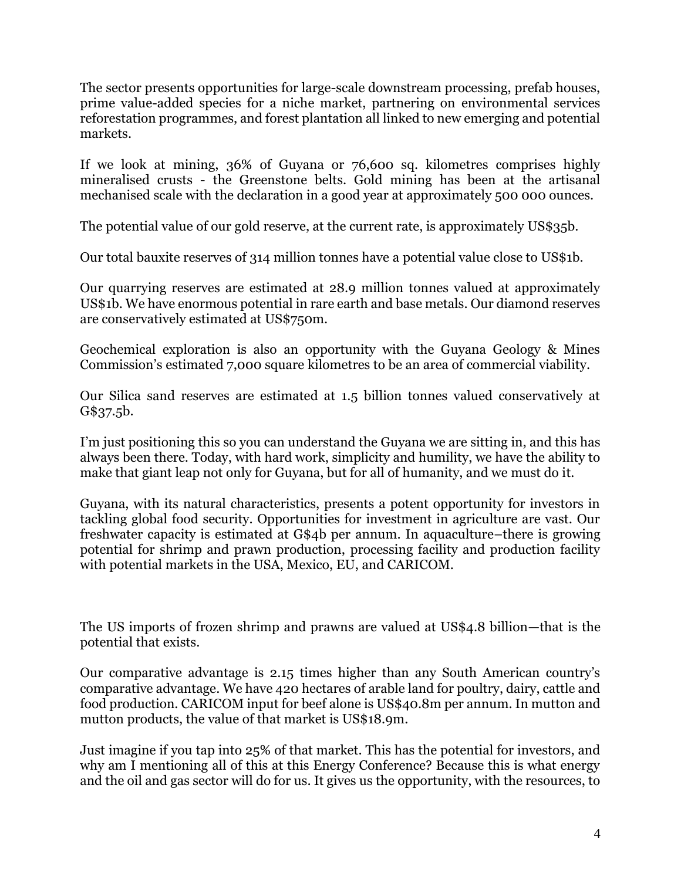The sector presents opportunities for large-scale downstream processing, prefab houses, prime value-added species for a niche market, partnering on environmental services reforestation programmes, and forest plantation all linked to new emerging and potential markets.

If we look at mining, 36% of Guyana or 76,600 sq. kilometres comprises highly mineralised crusts - the Greenstone belts. Gold mining has been at the artisanal mechanised scale with the declaration in a good year at approximately 500 000 ounces.

The potential value of our gold reserve, at the current rate, is approximately US$35b.

Our total bauxite reserves of 314 million tonnes have a potential value close to US$1b.

Our quarrying reserves are estimated at 28.9 million tonnes valued at approximately US$1b. We have enormous potential in rare earth and base metals. Our diamond reserves are conservatively estimated at US$750m.

Geochemical exploration is also an opportunity with the Guyana Geology & Mines Commission's estimated 7,000 square kilometres to be an area of commercial viability.

Our Silica sand reserves are estimated at 1.5 billion tonnes valued conservatively at G$37.5b.

I'm just positioning this so you can understand the Guyana we are sitting in, and this has always been there. Today, with hard work, simplicity and humility, we have the ability to make that giant leap not only for Guyana, but for all of humanity, and we must do it.

Guyana, with its natural characteristics, presents a potent opportunity for investors in tackling global food security. Opportunities for investment in agriculture are vast. Our freshwater capacity is estimated at G$4b per annum. In aquaculture–there is growing potential for shrimp and prawn production, processing facility and production facility with potential markets in the USA, Mexico, EU, and CARICOM.

The US imports of frozen shrimp and prawns are valued at US$4.8 billion—that is the potential that exists.

Our comparative advantage is 2.15 times higher than any South American country's comparative advantage. We have 420 hectares of arable land for poultry, dairy, cattle and food production. CARICOM input for beef alone is US$40.8m per annum. In mutton and mutton products, the value of that market is US$18.9m.

Just imagine if you tap into 25% of that market. This has the potential for investors, and why am I mentioning all of this at this Energy Conference? Because this is what energy and the oil and gas sector will do for us. It gives us the opportunity, with the resources, to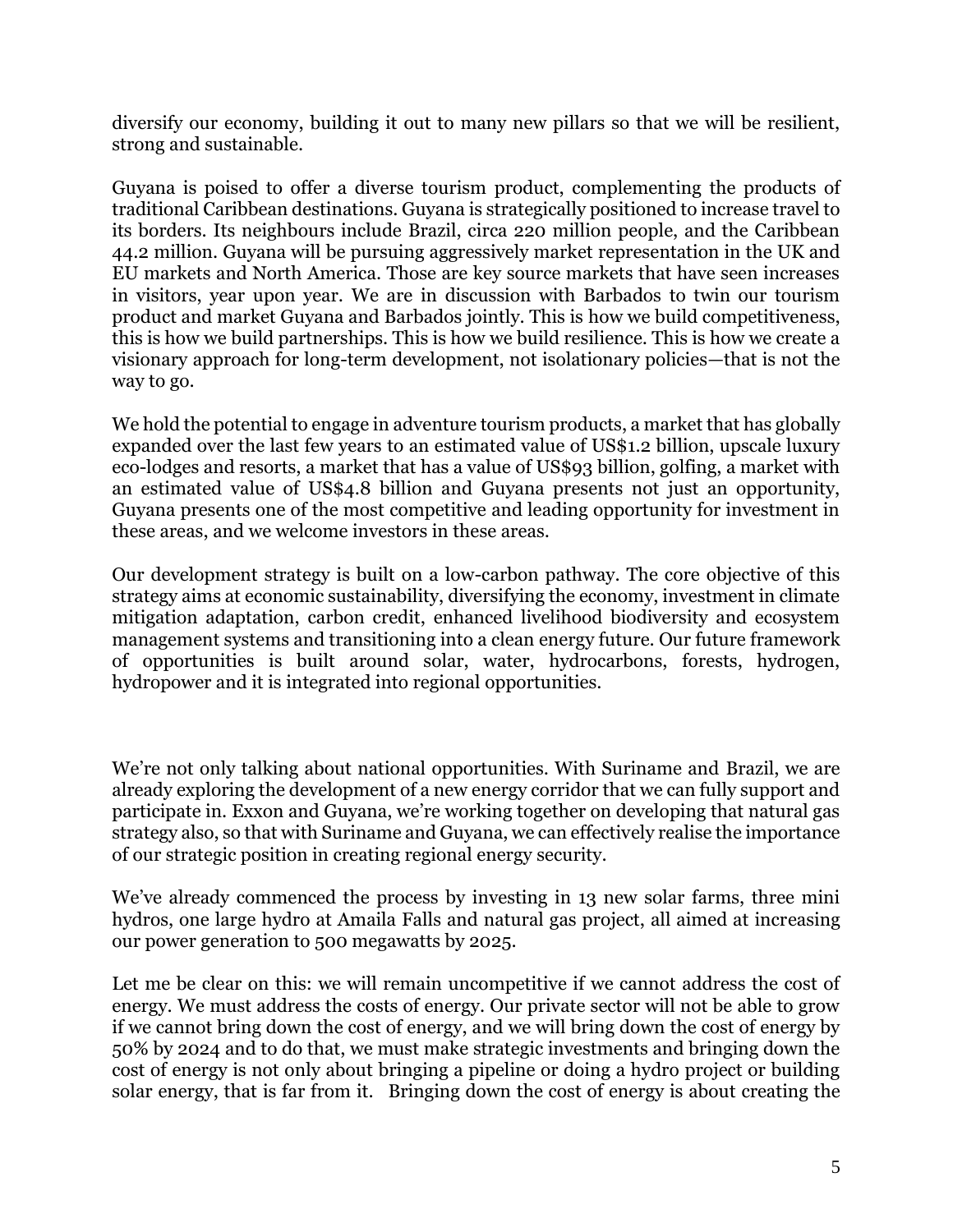diversify our economy, building it out to many new pillars so that we will be resilient, strong and sustainable.

Guyana is poised to offer a diverse tourism product, complementing the products of traditional Caribbean destinations. Guyana is strategically positioned to increase travel to its borders. Its neighbours include Brazil, circa 220 million people, and the Caribbean 44.2 million. Guyana will be pursuing aggressively market representation in the UK and EU markets and North America. Those are key source markets that have seen increases in visitors, year upon year. We are in discussion with Barbados to twin our tourism product and market Guyana and Barbados jointly. This is how we build competitiveness, this is how we build partnerships. This is how we build resilience. This is how we create a visionary approach for long-term development, not isolationary policies—that is not the way to go.

We hold the potential to engage in adventure tourism products, a market that has globally expanded over the last few years to an estimated value of US$1.2 billion, upscale luxury eco-lodges and resorts, a market that has a value of US$93 billion, golfing, a market with an estimated value of US$4.8 billion and Guyana presents not just an opportunity, Guyana presents one of the most competitive and leading opportunity for investment in these areas, and we welcome investors in these areas.

Our development strategy is built on a low-carbon pathway. The core objective of this strategy aims at economic sustainability, diversifying the economy, investment in climate mitigation adaptation, carbon credit, enhanced livelihood biodiversity and ecosystem management systems and transitioning into a clean energy future. Our future framework of opportunities is built around solar, water, hydrocarbons, forests, hydrogen, hydropower and it is integrated into regional opportunities.

We're not only talking about national opportunities. With Suriname and Brazil, we are already exploring the development of a new energy corridor that we can fully support and participate in. Exxon and Guyana, we're working together on developing that natural gas strategy also, so that with Suriname and Guyana, we can effectively realise the importance of our strategic position in creating regional energy security.

We've already commenced the process by investing in 13 new solar farms, three mini hydros, one large hydro at Amaila Falls and natural gas project, all aimed at increasing our power generation to 500 megawatts by 2025.

Let me be clear on this: we will remain uncompetitive if we cannot address the cost of energy. We must address the costs of energy. Our private sector will not be able to grow if we cannot bring down the cost of energy, and we will bring down the cost of energy by 50% by 2024 and to do that, we must make strategic investments and bringing down the cost of energy is not only about bringing a pipeline or doing a hydro project or building solar energy, that is far from it. Bringing down the cost of energy is about creating the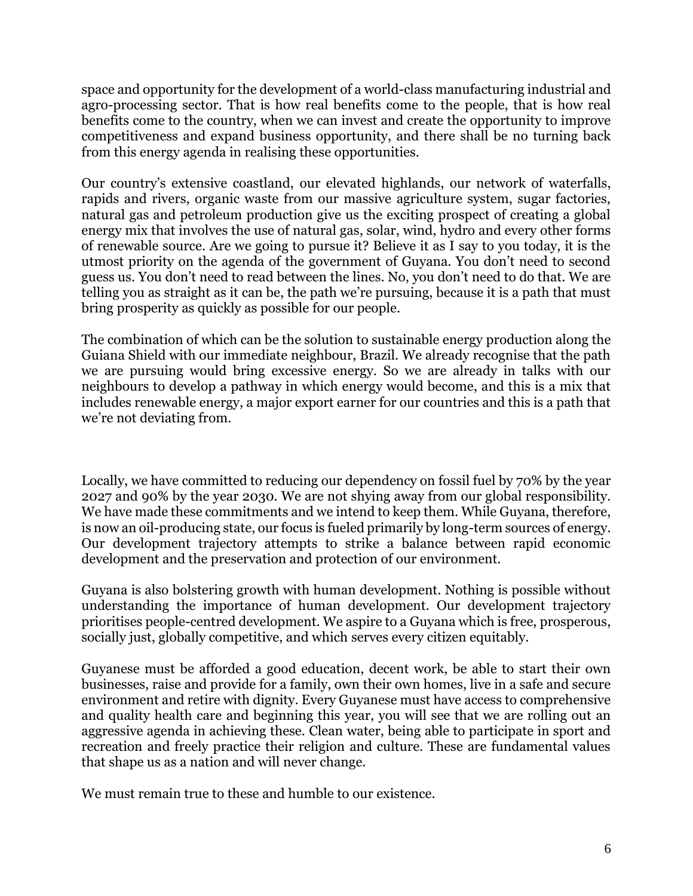space and opportunity for the development of a world-class manufacturing industrial and agro-processing sector. That is how real benefits come to the people, that is how real benefits come to the country, when we can invest and create the opportunity to improve competitiveness and expand business opportunity, and there shall be no turning back from this energy agenda in realising these opportunities.

Our country's extensive coastland, our elevated highlands, our network of waterfalls, rapids and rivers, organic waste from our massive agriculture system, sugar factories, natural gas and petroleum production give us the exciting prospect of creating a global energy mix that involves the use of natural gas, solar, wind, hydro and every other forms of renewable source. Are we going to pursue it? Believe it as I say to you today, it is the utmost priority on the agenda of the government of Guyana. You don't need to second guess us. You don't need to read between the lines. No, you don't need to do that. We are telling you as straight as it can be, the path we're pursuing, because it is a path that must bring prosperity as quickly as possible for our people.

The combination of which can be the solution to sustainable energy production along the Guiana Shield with our immediate neighbour, Brazil. We already recognise that the path we are pursuing would bring excessive energy. So we are already in talks with our neighbours to develop a pathway in which energy would become, and this is a mix that includes renewable energy, a major export earner for our countries and this is a path that we're not deviating from.

Locally, we have committed to reducing our dependency on fossil fuel by 70% by the year 2027 and 90% by the year 2030. We are not shying away from our global responsibility. We have made these commitments and we intend to keep them. While Guyana, therefore, is now an oil-producing state, our focus is fueled primarily by long-term sources of energy. Our development trajectory attempts to strike a balance between rapid economic development and the preservation and protection of our environment.

Guyana is also bolstering growth with human development. Nothing is possible without understanding the importance of human development. Our development trajectory prioritises people-centred development. We aspire to a Guyana which is free, prosperous, socially just, globally competitive, and which serves every citizen equitably.

Guyanese must be afforded a good education, decent work, be able to start their own businesses, raise and provide for a family, own their own homes, live in a safe and secure environment and retire with dignity. Every Guyanese must have access to comprehensive and quality health care and beginning this year, you will see that we are rolling out an aggressive agenda in achieving these. Clean water, being able to participate in sport and recreation and freely practice their religion and culture. These are fundamental values that shape us as a nation and will never change.

We must remain true to these and humble to our existence.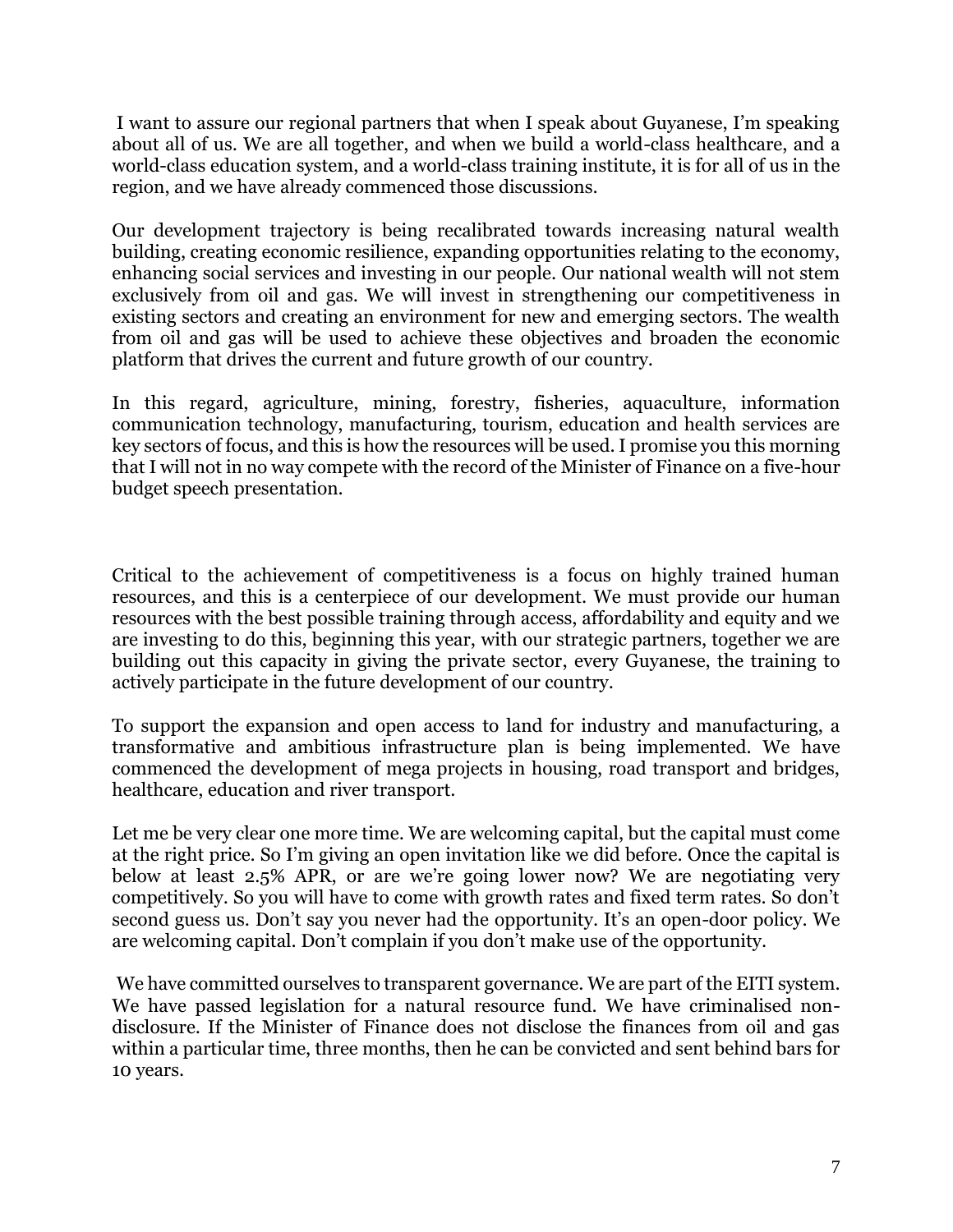I want to assure our regional partners that when I speak about Guyanese, I'm speaking about all of us. We are all together, and when we build a world-class healthcare, and a world-class education system, and a world-class training institute, it is for all of us in the region, and we have already commenced those discussions.

Our development trajectory is being recalibrated towards increasing natural wealth building, creating economic resilience, expanding opportunities relating to the economy, enhancing social services and investing in our people. Our national wealth will not stem exclusively from oil and gas. We will invest in strengthening our competitiveness in existing sectors and creating an environment for new and emerging sectors. The wealth from oil and gas will be used to achieve these objectives and broaden the economic platform that drives the current and future growth of our country.

In this regard, agriculture, mining, forestry, fisheries, aquaculture, information communication technology, manufacturing, tourism, education and health services are key sectors of focus, and this is how the resources will be used. I promise you this morning that I will not in no way compete with the record of the Minister of Finance on a five-hour budget speech presentation.

Critical to the achievement of competitiveness is a focus on highly trained human resources, and this is a centerpiece of our development. We must provide our human resources with the best possible training through access, affordability and equity and we are investing to do this, beginning this year, with our strategic partners, together we are building out this capacity in giving the private sector, every Guyanese, the training to actively participate in the future development of our country.

To support the expansion and open access to land for industry and manufacturing, a transformative and ambitious infrastructure plan is being implemented. We have commenced the development of mega projects in housing, road transport and bridges, healthcare, education and river transport.

Let me be very clear one more time. We are welcoming capital, but the capital must come at the right price. So I'm giving an open invitation like we did before. Once the capital is below at least 2.5% APR, or are we're going lower now? We are negotiating very competitively. So you will have to come with growth rates and fixed term rates. So don't second guess us. Don't say you never had the opportunity. It's an open-door policy. We are welcoming capital. Don't complain if you don't make use of the opportunity.

We have committed ourselves to transparent governance. We are part of the EITI system. We have passed legislation for a natural resource fund. We have criminalised non-disclosure. If the Minister of Finance does not disclose the finances from oil and gas within a particular time, three months, then he can be convicted and sent behind bars for 10 years.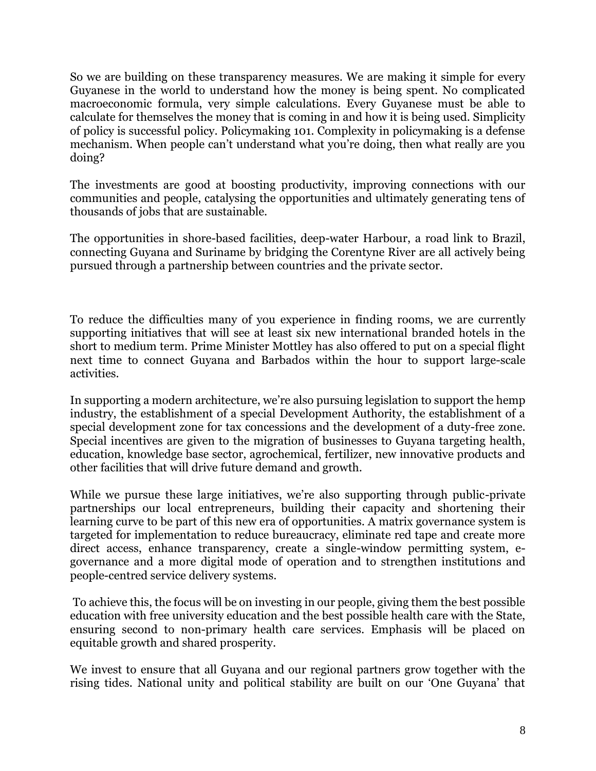So we are building on these transparency measures. We are making it simple for every Guyanese in the world to understand how the money is being spent. No complicated macroeconomic formula, very simple calculations. Every Guyanese must be able to calculate for themselves the money that is coming in and how it is being used. Simplicity of policy is successful policy. Policymaking 101. Complexity in policymaking is a defense mechanism. When people can't understand what you're doing, then what really are you doing?

The investments are good at boosting productivity, improving connections with our communities and people, catalysing the opportunities and ultimately generating tens of thousands of jobs that are sustainable.

The opportunities in shore-based facilities, deep-water Harbour, a road link to Brazil, connecting Guyana and Suriname by bridging the Corentyne River are all actively being pursued through a partnership between countries and the private sector.

To reduce the difficulties many of you experience in finding rooms, we are currently supporting initiatives that will see at least six new international branded hotels in the short to medium term. Prime Minister Mottley has also offered to put on a special flight next time to connect Guyana and Barbados within the hour to support large-scale activities.

In supporting a modern architecture, we're also pursuing legislation to support the hemp industry, the establishment of a special Development Authority, the establishment of a special development zone for tax concessions and the development of a duty-free zone. Special incentives are given to the migration of businesses to Guyana targeting health, education, knowledge base sector, agrochemical, fertilizer, new innovative products and other facilities that will drive future demand and growth.

While we pursue these large initiatives, we're also supporting through public-private partnerships our local entrepreneurs, building their capacity and shortening their learning curve to be part of this new era of opportunities. A matrix governance system is targeted for implementation to reduce bureaucracy, eliminate red tape and create more direct access, enhance transparency, create a single-window permitting system, e-governance and a more digital mode of operation and to strengthen institutions and people-centred service delivery systems.

To achieve this, the focus will be on investing in our people, giving them the best possible education with free university education and the best possible health care with the State, ensuring second to non-primary health care services. Emphasis will be placed on equitable growth and shared prosperity.

We invest to ensure that all Guyana and our regional partners grow together with the rising tides. National unity and political stability are built on our 'One Guyana' that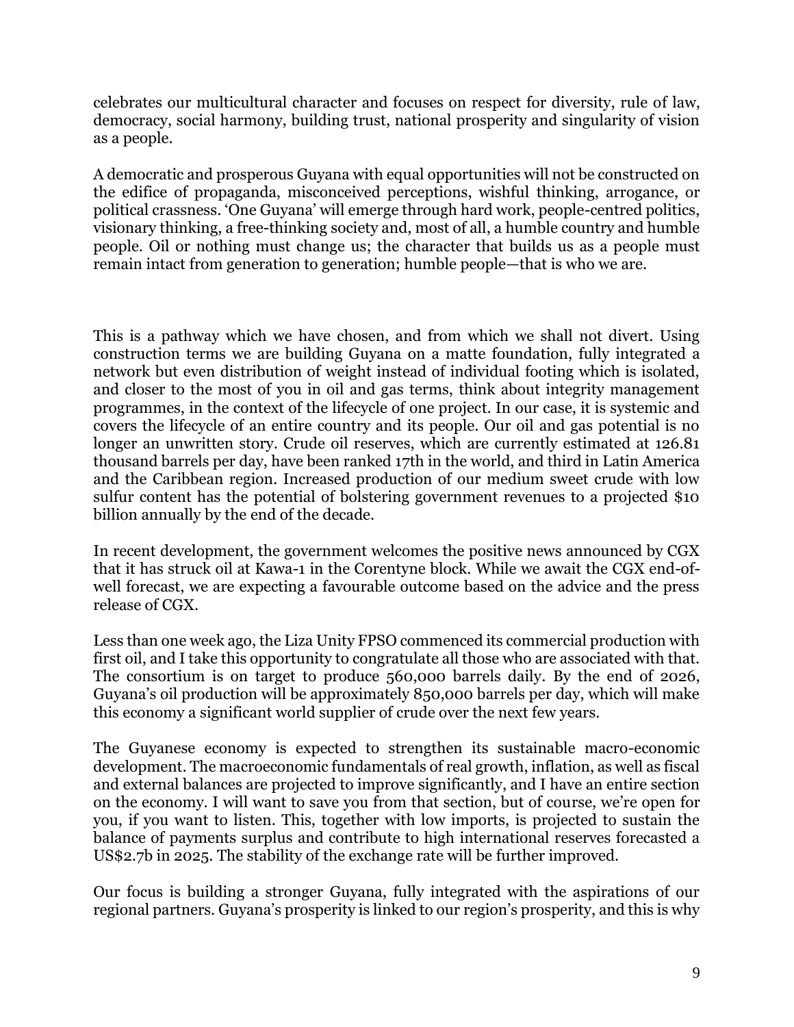celebrates our multicultural character and focuses on respect for diversity, rule of law, democracy, social harmony, building trust, national prosperity and singularity of vision as a people.

A democratic and prosperous Guyana with equal opportunities will not be constructed on the edifice of propaganda, misconceived perceptions, wishful thinking, arrogance, or political crassness. 'One Guyana' will emerge through hard work, people-centred politics, visionary thinking, a free-thinking society and, most of all, a humble country and humble people. Oil or nothing must change us; the character that builds us as a people must remain intact from generation to generation; humble people—that is who we are.

This is a pathway which we have chosen, and from which we shall not divert. Using construction terms we are building Guyana on a matte foundation, fully integrated a network but even distribution of weight instead of individual footing which is isolated, and closer to the most of you in oil and gas terms, think about integrity management programmes, in the context of the lifecycle of one project. In our case, it is systemic and covers the lifecycle of an entire country and its people. Our oil and gas potential is no longer an unwritten story. Crude oil reserves, which are currently estimated at 126.81 thousand barrels per day, have been ranked 17th in the world, and third in Latin America and the Caribbean region. Increased production of our medium sweet crude with low sulfur content has the potential of bolstering government revenues to a projected $10 billion annually by the end of the decade.

In recent development, the government welcomes the positive news announced by CGX that it has struck oil at Kawa-1 in the Corentyne block. While we await the CGX end-of-well forecast, we are expecting a favourable outcome based on the advice and the press release of CGX.

Less than one week ago, the Liza Unity FPSO commenced its commercial production with first oil, and I take this opportunity to congratulate all those who are associated with that. The consortium is on target to produce 560,000 barrels daily. By the end of 2026, Guyana's oil production will be approximately 850,000 barrels per day, which will make this economy a significant world supplier of crude over the next few years.

The Guyanese economy is expected to strengthen its sustainable macro-economic development. The macroeconomic fundamentals of real growth, inflation, as well as fiscal and external balances are projected to improve significantly, and I have an entire section on the economy. I will want to save you from that section, but of course, we're open for you, if you want to listen. This, together with low imports, is projected to sustain the balance of payments surplus and contribute to high international reserves forecasted a US$2.7b in 2025. The stability of the exchange rate will be further improved.

Our focus is building a stronger Guyana, fully integrated with the aspirations of our regional partners. Guyana's prosperity is linked to our region's prosperity, and this is why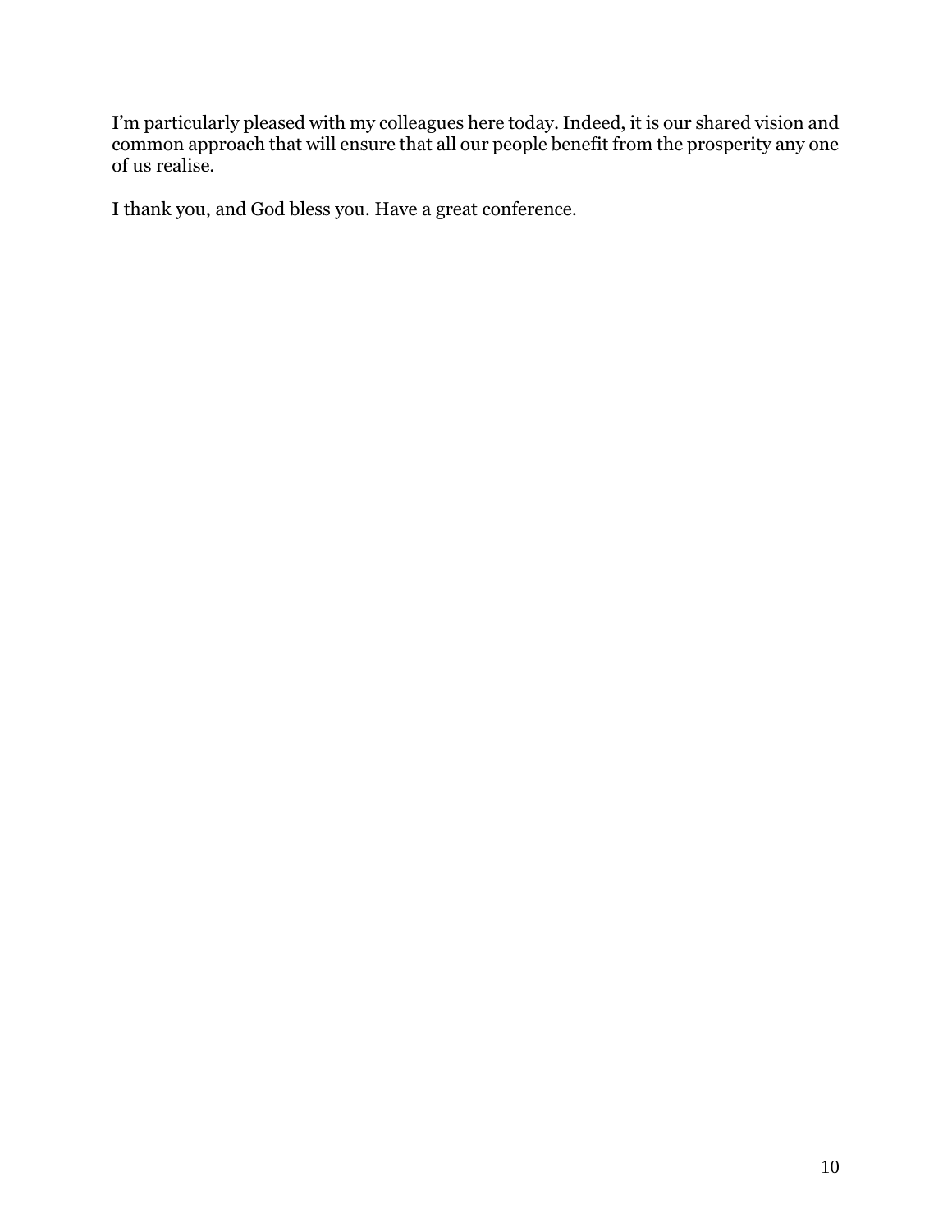I'm particularly pleased with my colleagues here today. Indeed, it is our shared vision and common approach that will ensure that all our people benefit from the prosperity any one of us realise.

I thank you, and God bless you. Have a great conference.